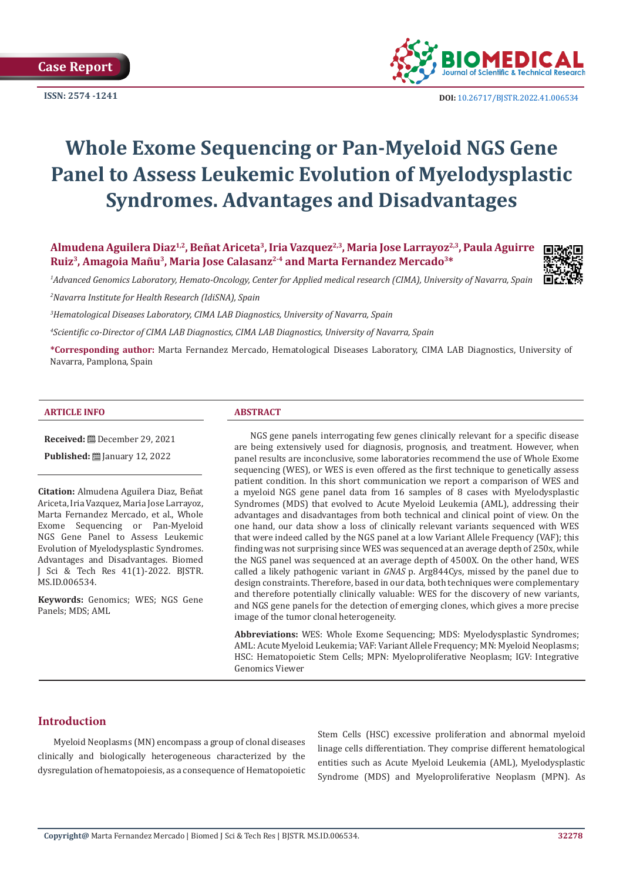Case Report

ISSN: 2574 -1241

DOI: 10.26717/BJSTR.2022.41.006534

# Whole Exome Sequencing or Pan-Myeloid NGS Gene Panel to Assess Leukemic Evolution of Myelodysplastic Syndromes. Advantages and Disadvantages

**Almudena Aguilera Diaz[1,2], Beñat Ariceta[3], Iria Vazquez[2,3], Maria Jose Larrayoz[2,3], Paula Aguirre Ruiz[3], Amagoia Mañu[3], Maria Jose Calasanz[2-4] and Marta Fernandez Mercado[3]***

*[1]Advanced Genomics Laboratory, Hemato-Oncology, Center for Applied medical research (CIMA), University of Navarra, Spain*

*[2]Navarra Institute for Health Research (IdiSNA), Spain*

*[3]Hematological Diseases Laboratory, CIMA LAB Diagnostics, University of Navarra, Spain*

*[4]Scientific co-Director of CIMA LAB Diagnostics, CIMA LAB Diagnostics, University of Navarra, Spain*

***Corresponding author:** Marta Fernandez Mercado, Hematological Diseases Laboratory, CIMA LAB Diagnostics, University of Navarra, Pamplona, Spain

## ARTICLE INFO

**Received:** December 29, 2021

**Published:** January 12, 2022

**Citation:** Almudena Aguilera Diaz, Beñat Ariceta, Iria Vazquez, Maria Jose Larrayoz, Marta Fernandez Mercado, et al., Whole Exome Sequencing or Pan-Myeloid NGS Gene Panel to Assess Leukemic Evolution of Myelodysplastic Syndromes. Advantages and Disadvantages. Biomed J Sci & Tech Res 41(1)-2022. BJSTR. MS.ID.006534.

**Keywords:** Genomics; WES; NGS Gene Panels; MDS; AML

## ABSTRACT

NGS gene panels interrogating few genes clinically relevant for a specific disease are being extensively used for diagnosis, prognosis, and treatment. However, when panel results are inconclusive, some laboratories recommend the use of Whole Exome sequencing (WES), or WES is even offered as the first technique to genetically assess patient condition. In this short communication we report a comparison of WES and a myeloid NGS gene panel data from 16 samples of 8 cases with Myelodysplastic Syndromes (MDS) that evolved to Acute Myeloid Leukemia (AML), addressing their advantages and disadvantages from both technical and clinical point of view. On the one hand, our data show a loss of clinically relevant variants sequenced with WES that were indeed called by the NGS panel at a low Variant Allele Frequency (VAF); this finding was not surprising since WES was sequenced at an average depth of 250x, while the NGS panel was sequenced at an average depth of 4500X. On the other hand, WES called a likely pathogenic variant in *GNAS* p. Arg844Cys, missed by the panel due to design constraints. Therefore, based in our data, both techniques were complementary and therefore potentially clinically valuable: WES for the discovery of new variants, and NGS gene panels for the detection of emerging clones, which gives a more precise image of the tumor clonal heterogeneity.

**Abbreviations:** WES: Whole Exome Sequencing; MDS: Myelodysplastic Syndromes; AML: Acute Myeloid Leukemia; VAF: Variant Allele Frequency; MN: Myeloid Neoplasms; HSC: Hematopoietic Stem Cells; MPN: Myeloproliferative Neoplasm; IGV: Integrative Genomics Viewer

## Introduction

Myeloid Neoplasms (MN) encompass a group of clonal diseases clinically and biologically heterogeneous characterized by the dysregulation of hematopoiesis, as a consequence of Hematopoietic Stem Cells (HSC) excessive proliferation and abnormal myeloid linage cells differentiation. They comprise different hematological entities such as Acute Myeloid Leukemia (AML), Myelodysplastic Syndrome (MDS) and Myeloproliferative Neoplasm (MPN). As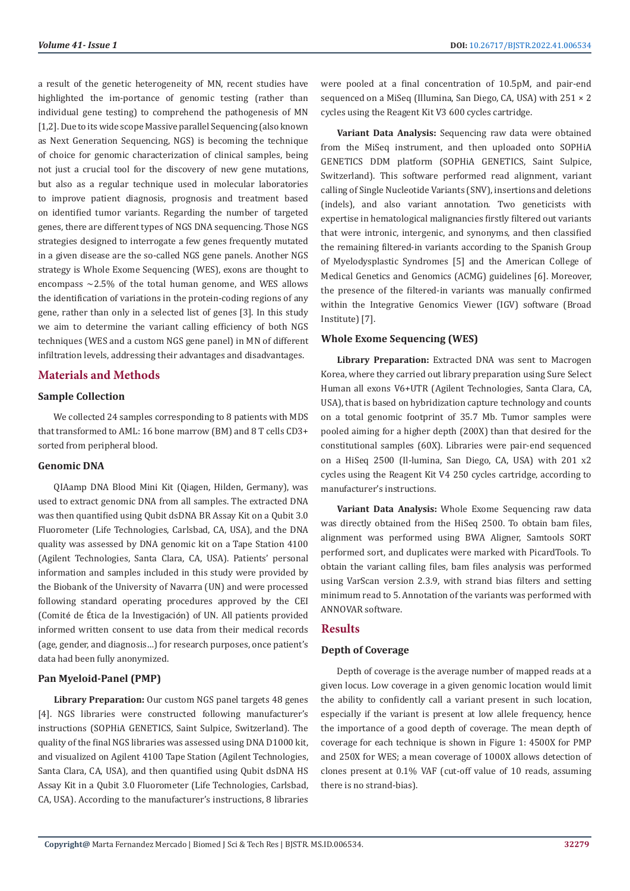a result of the genetic heterogeneity of MN, recent studies have highlighted the im-portance of genomic testing (rather than individual gene testing) to comprehend the pathogenesis of MN [1,2]. Due to its wide scope Massive parallel Sequencing (also known as Next Generation Sequencing, NGS) is becoming the technique of choice for genomic characterization of clinical samples, being not just a crucial tool for the discovery of new gene mutations, but also as a regular technique used in molecular laboratories to improve patient diagnosis, prognosis and treatment based on identified tumor variants. Regarding the number of targeted genes, there are different types of NGS DNA sequencing. Those NGS strategies designed to interrogate a few genes frequently mutated in a given disease are the so-called NGS gene panels. Another NGS strategy is Whole Exome Sequencing (WES), exons are thought to encompass ~2.5% of the total human genome, and WES allows the identification of variations in the protein-coding regions of any gene, rather than only in a selected list of genes [3]. In this study we aim to determine the variant calling efficiency of both NGS techniques (WES and a custom NGS gene panel) in MN of different infiltration levels, addressing their advantages and disadvantages.

## Materials and Methods

### Sample Collection

We collected 24 samples corresponding to 8 patients with MDS that transformed to AML: 16 bone marrow (BM) and 8 T cells CD3+ sorted from peripheral blood.

### Genomic DNA

QIAamp DNA Blood Mini Kit (Qiagen, Hilden, Germany), was used to extract genomic DNA from all samples. The extracted DNA was then quantified using Qubit dsDNA BR Assay Kit on a Qubit 3.0 Fluorometer (Life Technologies, Carlsbad, CA, USA), and the DNA quality was assessed by DNA genomic kit on a Tape Station 4100 (Agilent Technologies, Santa Clara, CA, USA). Patients' personal information and samples included in this study were provided by the Biobank of the University of Navarra (UN) and were processed following standard operating procedures approved by the CEI (Comité de Ética de la Investigación) of UN. All patients provided informed written consent to use data from their medical records (age, gender, and diagnosis…) for research purposes, once patient's data had been fully anonymized.

### Pan Myeloid-Panel (PMP)

**Library Preparation:** Our custom NGS panel targets 48 genes [4]. NGS libraries were constructed following manufacturer's instructions (SOPHiA GENETICS, Saint Sulpice, Switzerland). The quality of the final NGS libraries was assessed using DNA D1000 kit, and visualized on Agilent 4100 Tape Station (Agilent Technologies, Santa Clara, CA, USA), and then quantified using Qubit dsDNA HS Assay Kit in a Qubit 3.0 Fluorometer (Life Technologies, Carlsbad, CA, USA). According to the manufacturer's instructions, 8 libraries were pooled at a final concentration of 10.5pM, and pair-end sequenced on a MiSeq (Illumina, San Diego, CA, USA) with 251 × 2 cycles using the Reagent Kit V3 600 cycles cartridge.

**Variant Data Analysis:** Sequencing raw data were obtained from the MiSeq instrument, and then uploaded onto SOPHiA GENETICS DDM platform (SOPHiA GENETICS, Saint Sulpice, Switzerland). This software performed read alignment, variant calling of Single Nucleotide Variants (SNV), insertions and deletions (indels), and also variant annotation. Two geneticists with expertise in hematological malignancies firstly filtered out variants that were intronic, intergenic, and synonyms, and then classified the remaining filtered-in variants according to the Spanish Group of Myelodysplastic Syndromes [5] and the American College of Medical Genetics and Genomics (ACMG) guidelines [6]. Moreover, the presence of the filtered-in variants was manually confirmed within the Integrative Genomics Viewer (IGV) software (Broad Institute) [7].

### Whole Exome Sequencing (WES)

**Library Preparation:** Extracted DNA was sent to Macrogen Korea, where they carried out library preparation using Sure Select Human all exons V6+UTR (Agilent Technologies, Santa Clara, CA, USA), that is based on hybridization capture technology and counts on a total genomic footprint of 35.7 Mb. Tumor samples were pooled aiming for a higher depth (200X) than that desired for the constitutional samples (60X). Libraries were pair-end sequenced on a HiSeq 2500 (Il-lumina, San Diego, CA, USA) with 201 x2 cycles using the Reagent Kit V4 250 cycles cartridge, according to manufacturer's instructions.

**Variant Data Analysis:** Whole Exome Sequencing raw data was directly obtained from the HiSeq 2500. To obtain bam files, alignment was performed using BWA Aligner, Samtools SORT performed sort, and duplicates were marked with PicardTools. To obtain the variant calling files, bam files analysis was performed using VarScan version 2.3.9, with strand bias filters and setting minimum read to 5. Annotation of the variants was performed with ANNOVAR software.

## Results

### Depth of Coverage

Depth of coverage is the average number of mapped reads at a given locus. Low coverage in a given genomic location would limit the ability to confidently call a variant present in such location, especially if the variant is present at low allele frequency, hence the importance of a good depth of coverage. The mean depth of coverage for each technique is shown in Figure 1: 4500X for PMP and 250X for WES; a mean coverage of 1000X allows detection of clones present at 0.1% VAF (cut-off value of 10 reads, assuming there is no strand-bias).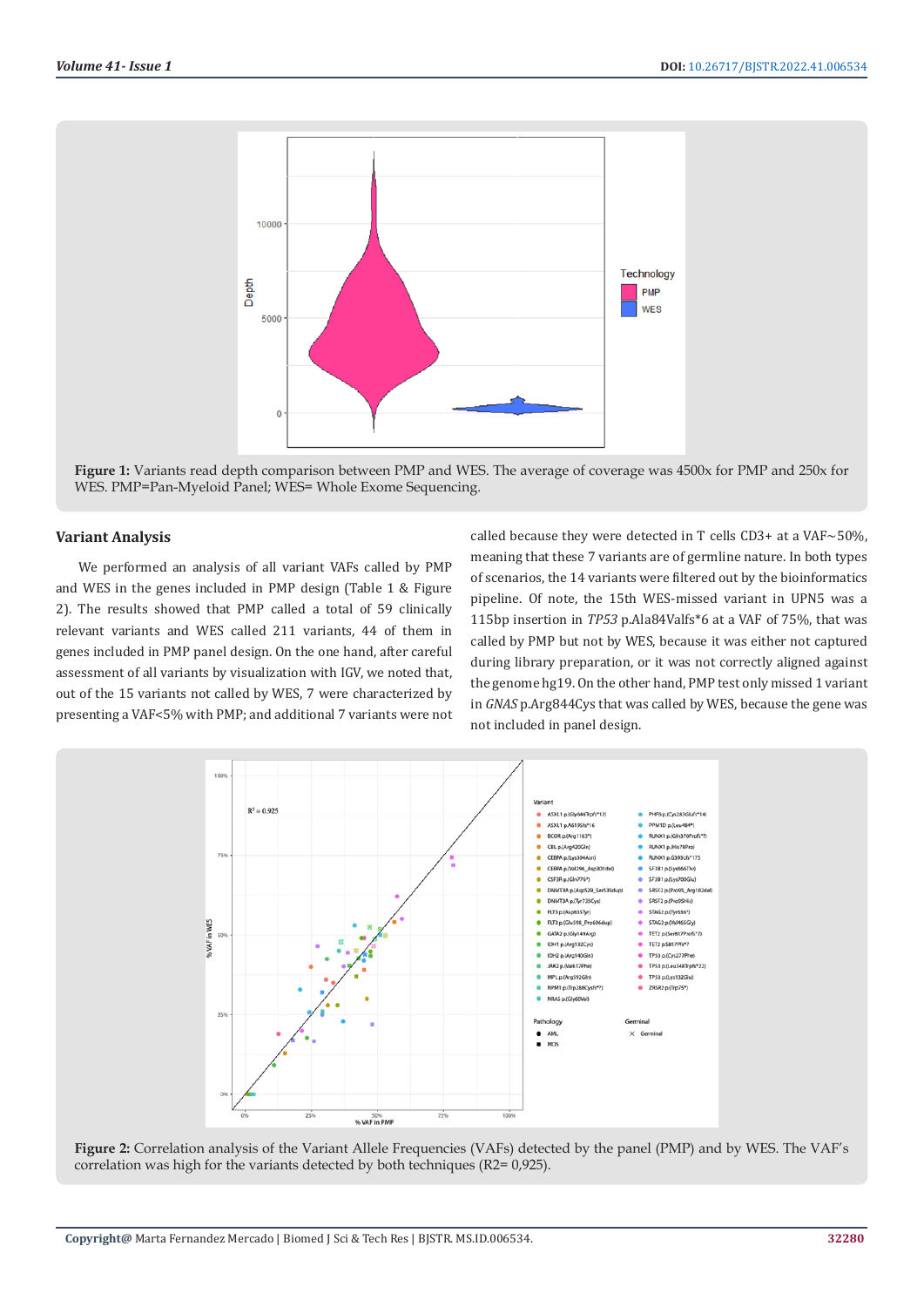**Figure 1:** Variants read depth comparison between PMP and WES. The average of coverage was 4500x for PMP and 250x for WES. PMP=Pan-Myeloid Panel; WES= Whole Exome Sequencing.

## Variant Analysis

We performed an analysis of all variant VAFs called by PMP and WES in the genes included in PMP design (Table 1 & Figure 2). The results showed that PMP called a total of 59 clinically relevant variants and WES called 211 variants, 44 of them in genes included in PMP panel design. On the one hand, after careful assessment of all variants by visualization with IGV, we noted that, out of the 15 variants not called by WES, 7 were characterized by presenting a VAF<5% with PMP; and additional 7 variants were not called because they were detected in T cells CD3+ at a VAF~50%, meaning that these 7 variants are of germline nature. In both types of scenarios, the 14 variants were filtered out by the bioinformatics pipeline. Of note, the 15th WES-missed variant in UPN5 was a 115bp insertion in *TP53* p.Ala84Valfs*6 at a VAF of 75%, that was called by PMP but not by WES, because it was either not captured during library preparation, or it was not correctly aligned against the genome hg19. On the other hand, PMP test only missed 1 variant in *GNAS* p.Arg844Cys that was called by WES, because the gene was not included in panel design.

**Figure 2:** Correlation analysis of the Variant Allele Frequencies (VAFs) detected by the panel (PMP) and by WES. The VAF's correlation was high for the variants detected by both techniques (R2= 0,925).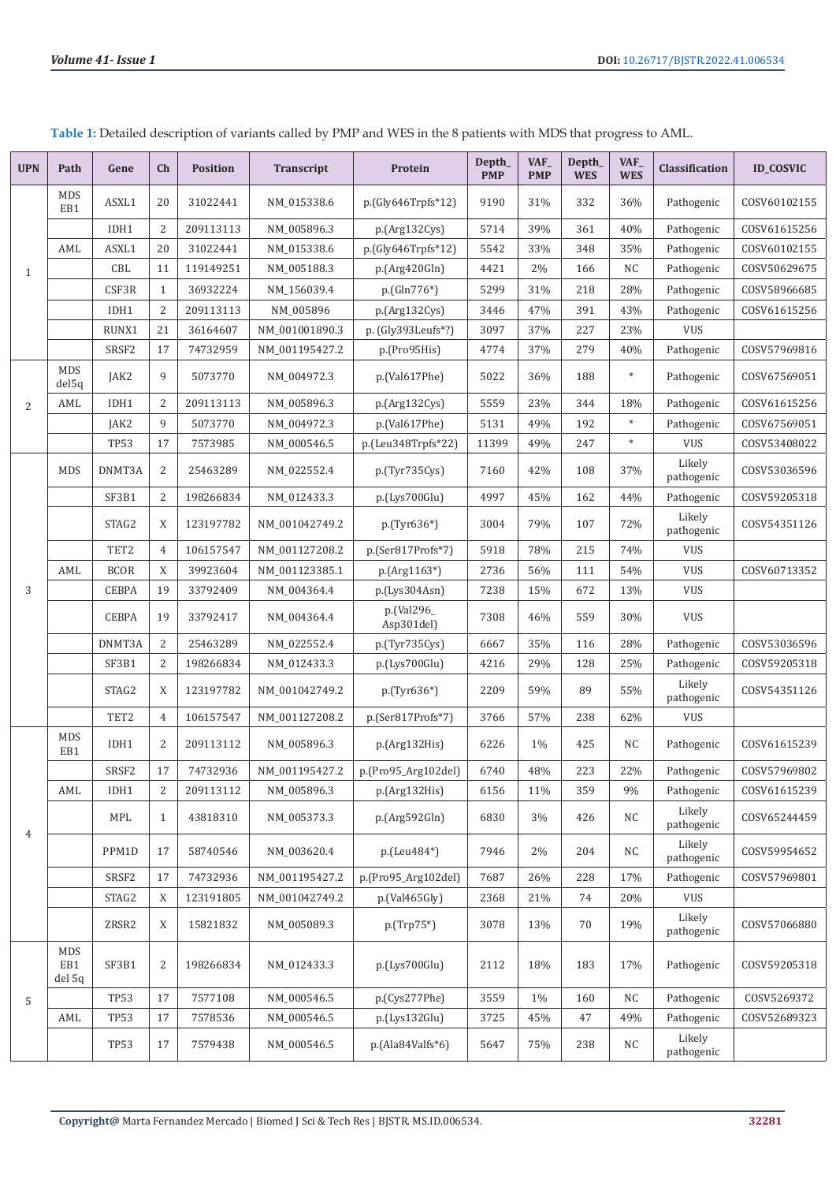**Table 1:** Detailed description of variants called by PMP and WES in the 8 patients with MDS that progress to AML.

| UPN | Path | Gene | Ch | Position | Transcript | Protein | Depth_PMP | VAF_PMP | Depth_WES | VAF_WES | Classification | ID_COSVIC |
|---|---|---|---|---|---|---|---|---|---|---|---|---|
| 1 | MDS EB1 | ASXL1 | 20 | 31022441 | NM_015338.6 | p.(Gly646Trpfs*12) | 9190 | 31% | 332 | 36% | Pathogenic | COSV60102155 |
| | | IDH1 | 2 | 209113113 | NM_005896.3 | p.(Arg132Cys) | 5714 | 39% | 361 | 40% | Pathogenic | COSV61615256 |
| | AML | ASXL1 | 20 | 31022441 | NM_015338.6 | p.(Gly646Trpfs*12) | 5542 | 33% | 348 | 35% | Pathogenic | COSV60102155 |
| | | CBL | 11 | 119149251 | NM_005188.3 | p.(Arg420Gln) | 4421 | 2% | 166 | NC | Pathogenic | COSV50629675 |
| | | CSF3R | 1 | 36932224 | NM_156039.4 | p.(Gln776*) | 5299 | 31% | 218 | 28% | Pathogenic | COSV58966685 |
| | | IDH1 | 2 | 209113113 | NM_005896 | p.(Arg132Cys) | 3446 | 47% | 391 | 43% | Pathogenic | COSV61615256 |
| | | RUNX1 | 21 | 36164607 | NM_001001890.3 | p. (Gly393Leufs*?) | 3097 | 37% | 227 | 23% | VUS | |
| | | SRSF2 | 17 | 74732959 | NM_001195427.2 | p.(Pro95His) | 4774 | 37% | 279 | 40% | Pathogenic | COSV57969816 |
| 2 | MDS del5q | JAK2 | 9 | 5073770 | NM_004972.3 | p.(Val617Phe) | 5022 | 36% | 188 | * | Pathogenic | COSV67569051 |
| | AML | IDH1 | 2 | 209113113 | NM_005896.3 | p.(Arg132Cys) | 5559 | 23% | 344 | 18% | Pathogenic | COSV61615256 |
| | | JAK2 | 9 | 5073770 | NM_004972.3 | p.(Val617Phe) | 5131 | 49% | 192 | * | Pathogenic | COSV67569051 |
| | | TP53 | 17 | 7573985 | NM_000546.5 | p.(Leu348Trpfs*22) | 11399 | 49% | 247 | * | VUS | COSV53408022 |
| 3 | MDS | DNMT3A | 2 | 25463289 | NM_022552.4 | p.(Tyr735Cys) | 7160 | 42% | 108 | 37% | Likely pathogenic | COSV53036596 |
| | | SF3B1 | 2 | 198266834 | NM_012433.3 | p.(Lys700Glu) | 4997 | 45% | 162 | 44% | Pathogenic | COSV59205318 |
| | | STAG2 | X | 123197782 | NM_001042749.2 | p.(Tyr636*) | 3004 | 79% | 107 | 72% | Likely pathogenic | COSV54351126 |
| | | TET2 | 4 | 106157547 | NM_001127208.2 | p.(Ser817Profs*7) | 5918 | 78% | 215 | 74% | VUS | |
| | AML | BCOR | X | 39923604 | NM_001123385.1 | p.(Arg1163*) | 2736 | 56% | 111 | 54% | VUS | COSV60713352 |
| | | CEBPA | 19 | 33792409 | NM_004364.4 | p.(Lys304Asn) | 7238 | 15% | 672 | 13% | VUS | |
| | | CEBPA | 19 | 33792417 | NM_004364.4 | p.(Val296_ Asp301del) | 7308 | 46% | 559 | 30% | VUS | |
| | | DNMT3A | 2 | 25463289 | NM_022552.4 | p.(Tyr735Cys) | 6667 | 35% | 116 | 28% | Pathogenic | COSV53036596 |
| | | SF3B1 | 2 | 198266834 | NM_012433.3 | p.(Lys700Glu) | 4216 | 29% | 128 | 25% | Pathogenic | COSV59205318 |
| | | STAG2 | X | 123197782 | NM_001042749.2 | p.(Tyr636*) | 2209 | 59% | 89 | 55% | Likely pathogenic | COSV54351126 |
| | | TET2 | 4 | 106157547 | NM_001127208.2 | p.(Ser817Profs*7) | 3766 | 57% | 238 | 62% | VUS | |
| 4 | MDS EB1 | IDH1 | 2 | 209113112 | NM_005896.3 | p.(Arg132His) | 6226 | 1% | 425 | NC | Pathogenic | COSV61615239 |
| | | SRSF2 | 17 | 74732936 | NM_001195427.2 | p.(Pro95_Arg102del) | 6740 | 48% | 223 | 22% | Pathogenic | COSV57969802 |
| | AML | IDH1 | 2 | 209113112 | NM_005896.3 | p.(Arg132His) | 6156 | 11% | 359 | 9% | Pathogenic | COSV61615239 |
| | | MPL | 1 | 43818310 | NM_005373.3 | p.(Arg592Gln) | 6830 | 3% | 426 | NC | Likely pathogenic | COSV65244459 |
| | | PPM1D | 17 | 58740546 | NM_003620.4 | p.(Leu484*) | 7946 | 2% | 204 | NC | Likely pathogenic | COSV59954652 |
| | | SRSF2 | 17 | 74732936 | NM_001195427.2 | p.(Pro95_Arg102del) | 7687 | 26% | 228 | 17% | Pathogenic | COSV57969801 |
| | | STAG2 | X | 123191805 | NM_001042749.2 | p.(Val465Gly) | 2368 | 21% | 74 | 20% | VUS | |
| | | ZRSR2 | X | 15821832 | NM_005089.3 | p.(Trp75*) | 3078 | 13% | 70 | 19% | Likely pathogenic | COSV57066880 |
| 5 | MDS EB1 del 5q | SF3B1 | 2 | 198266834 | NM_012433.3 | p.(Lys700Glu) | 2112 | 18% | 183 | 17% | Pathogenic | COSV59205318 |
| | | TP53 | 17 | 7577108 | NM_000546.5 | p.(Cys277Phe) | 3559 | 1% | 160 | NC | Pathogenic | COSV5269372 |
| | AML | TP53 | 17 | 7578536 | NM_000546.5 | p.(Lys132Glu) | 3725 | 45% | 47 | 49% | Pathogenic | COSV52689323 |
| | | TP53 | 17 | 7579438 | NM_000546.5 | p.(Ala84Valfs*6) | 5647 | 75% | 238 | NC | Likely pathogenic | |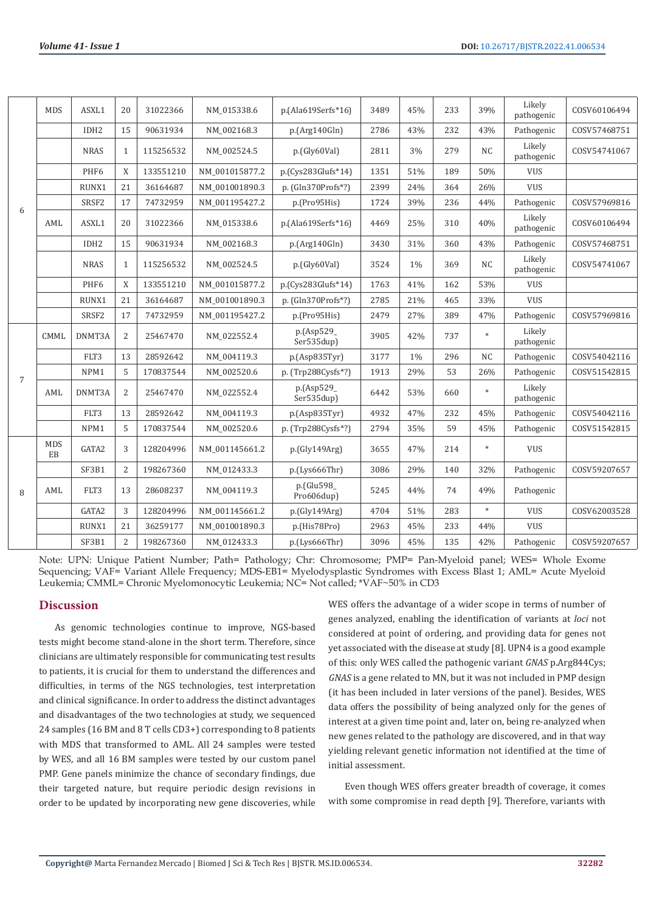| 6 | MDS | ASXL1 | 20 | 31022366 | NM_015338.6 | p.(Ala619Serfs*16) | 3489 | 45% | 233 | 39% | Likely pathogenic | COSV60106494 |
|---|---|---|---|---|---|---|---|---|---|---|---|---|
| | | IDH2 | 15 | 90631934 | NM_002168.3 | p.(Arg140Gln) | 2786 | 43% | 232 | 43% | Pathogenic | COSV57468751 |
| | | NRAS | 1 | 115256532 | NM_002524.5 | p.(Gly60Val) | 2811 | 3% | 279 | NC | Likely pathogenic | COSV54741067 |
| | | PHF6 | X | 133551210 | NM_001015877.2 | p.(Cys283Glufs*14) | 1351 | 51% | 189 | 50% | VUS | |
| | | RUNX1 | 21 | 36164687 | NM_001001890.3 | p. (Gln370Profs*?) | 2399 | 24% | 364 | 26% | VUS | |
| | | SRSF2 | 17 | 74732959 | NM_001195427.2 | p.(Pro95His) | 1724 | 39% | 236 | 44% | Pathogenic | COSV57969816 |
| | AML | ASXL1 | 20 | 31022366 | NM_015338.6 | p.(Ala619Serfs*16) | 4469 | 25% | 310 | 40% | Likely pathogenic | COSV60106494 |
| | | IDH2 | 15 | 90631934 | NM_002168.3 | p.(Arg140Gln) | 3430 | 31% | 360 | 43% | Pathogenic | COSV57468751 |
| | | NRAS | 1 | 115256532 | NM_002524.5 | p.(Gly60Val) | 3524 | 1% | 369 | NC | Likely pathogenic | COSV54741067 |
| | | PHF6 | X | 133551210 | NM_001015877.2 | p.(Cys283Glufs*14) | 1763 | 41% | 162 | 53% | VUS | |
| | | RUNX1 | 21 | 36164687 | NM_001001890.3 | p. (Gln370Profs*?) | 2785 | 21% | 465 | 33% | VUS | |
| | | SRSF2 | 17 | 74732959 | NM_001195427.2 | p.(Pro95His) | 2479 | 27% | 389 | 47% | Pathogenic | COSV57969816 |
| 7 | CMML | DNMT3A | 2 | 25467470 | NM_022552.4 | p.(Asp529_Ser535dup) | 3905 | 42% | 737 | * | Likely pathogenic | |
| | | FLT3 | 13 | 28592642 | NM_004119.3 | p.(Asp835Tyr) | 3177 | 1% | 296 | NC | Pathogenic | COSV54042116 |
| | | NPM1 | 5 | 170837544 | NM_002520.6 | p. (Trp288Cysfs*?) | 1913 | 29% | 53 | 26% | Pathogenic | COSV51542815 |
| | AML | DNMT3A | 2 | 25467470 | NM_022552.4 | p.(Asp529_Ser535dup) | 6442 | 53% | 660 | * | Likely pathogenic | |
| | | FLT3 | 13 | 28592642 | NM_004119.3 | p.(Asp835Tyr) | 4932 | 47% | 232 | 45% | Pathogenic | COSV54042116 |
| | | NPM1 | 5 | 170837544 | NM_002520.6 | p. (Trp288Cysfs*?) | 2794 | 35% | 59 | 45% | Pathogenic | COSV51542815 |
| 8 | MDS EB | GATA2 | 3 | 128204996 | NM_001145661.2 | p.(Gly149Arg) | 3655 | 47% | 214 | * | VUS | |
| | | SF3B1 | 2 | 198267360 | NM_012433.3 | p.(Lys666Thr) | 3086 | 29% | 140 | 32% | Pathogenic | COSV59207657 |
| | AML | FLT3 | 13 | 28608237 | NM_004119.3 | p.(Glu598_Pro606dup) | 5245 | 44% | 74 | 49% | Pathogenic | |
| | | GATA2 | 3 | 128204996 | NM_001145661.2 | p.(Gly149Arg) | 4704 | 51% | 283 | * | VUS | COSV62003528 |
| | | RUNX1 | 21 | 36259177 | NM_001001890.3 | p.(His78Pro) | 2963 | 45% | 233 | 44% | VUS | |
| | | SF3B1 | 2 | 198267360 | NM_012433.3 | p.(Lys666Thr) | 3096 | 45% | 135 | 42% | Pathogenic | COSV59207657 |

Note: UPN: Unique Patient Number; Path= Pathology; Chr: Chromosome; PMP= Pan-Myeloid panel; WES= Whole Exome Sequencing; VAF= Variant Allele Frequency; MDS-EB1= Myelodysplastic Syndromes with Excess Blast 1; AML= Acute Myeloid Leukemia; CMML= Chronic Myelomonocytic Leukemia; NC= Not called; *VAF~50% in CD3

## Discussion

As genomic technologies continue to improve, NGS-based tests might become stand-alone in the short term. Therefore, since clinicians are ultimately responsible for communicating test results to patients, it is crucial for them to understand the differences and difficulties, in terms of the NGS technologies, test interpretation and clinical significance. In order to address the distinct advantages and disadvantages of the two technologies at study, we sequenced 24 samples (16 BM and 8 T cells CD3+) corresponding to 8 patients with MDS that transformed to AML. All 24 samples were tested by WES, and all 16 BM samples were tested by our custom panel PMP. Gene panels minimize the chance of secondary findings, due their targeted nature, but require periodic design revisions in order to be updated by incorporating new gene discoveries, while WES offers the advantage of a wider scope in terms of number of genes analyzed, enabling the identification of variants at *loci* not considered at point of ordering, and providing data for genes not yet associated with the disease at study [8]. UPN4 is a good example of this: only WES called the pathogenic variant *GNAS* p.Arg844Cys; *GNAS* is a gene related to MN, but it was not included in PMP design (it has been included in later versions of the panel). Besides, WES data offers the possibility of being analyzed only for the genes of interest at a given time point and, later on, being re-analyzed when new genes related to the pathology are discovered, and in that way yielding relevant genetic information not identified at the time of initial assessment.

Even though WES offers greater breadth of coverage, it comes with some compromise in read depth [9]. Therefore, variants with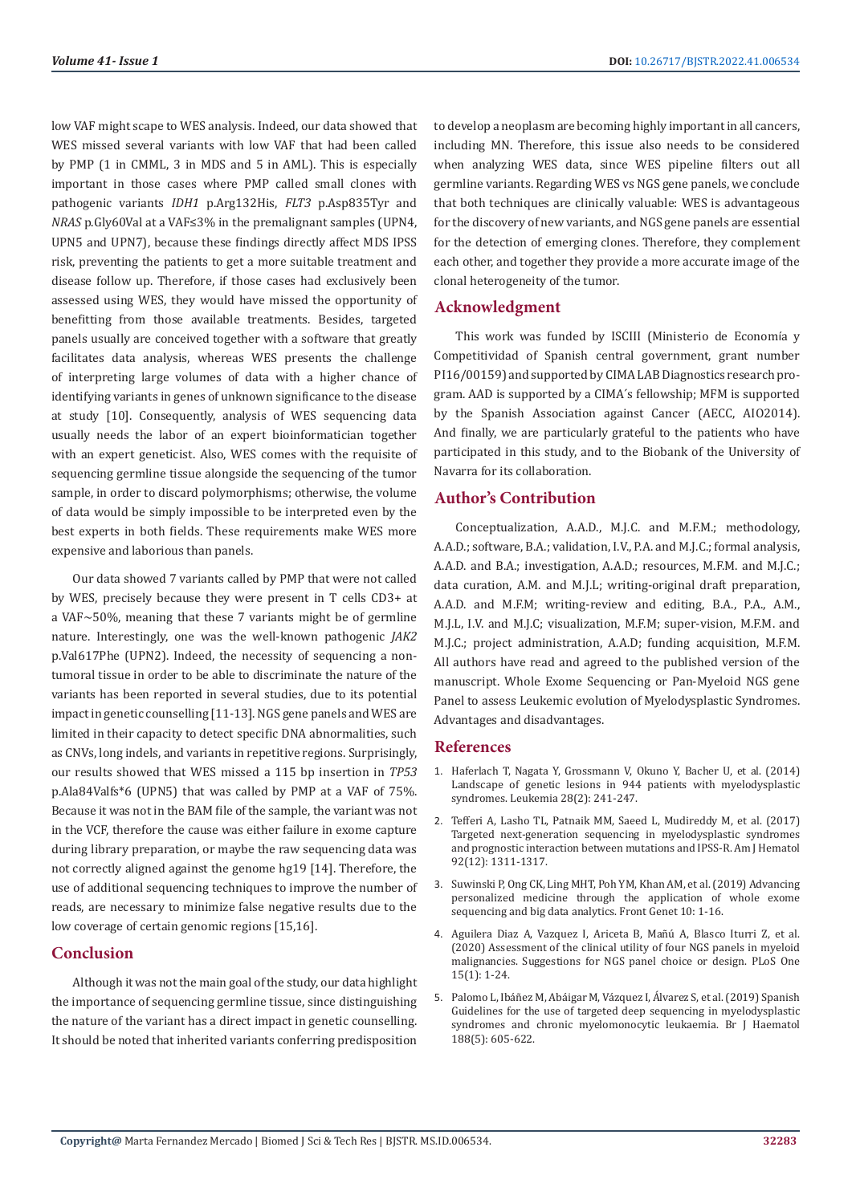low VAF might scape to WES analysis. Indeed, our data showed that WES missed several variants with low VAF that had been called by PMP (1 in CMML, 3 in MDS and 5 in AML). This is especially important in those cases where PMP called small clones with pathogenic variants *IDH1* p.Arg132His, *FLT3* p.Asp835Tyr and *NRAS* p.Gly60Val at a VAF≤3% in the premalignant samples (UPN4, UPN5 and UPN7), because these findings directly affect MDS IPSS risk, preventing the patients to get a more suitable treatment and disease follow up. Therefore, if those cases had exclusively been assessed using WES, they would have missed the opportunity of benefitting from those available treatments. Besides, targeted panels usually are conceived together with a software that greatly facilitates data analysis, whereas WES presents the challenge of interpreting large volumes of data with a higher chance of identifying variants in genes of unknown significance to the disease at study [10]. Consequently, analysis of WES sequencing data usually needs the labor of an expert bioinformatician together with an expert geneticist. Also, WES comes with the requisite of sequencing germline tissue alongside the sequencing of the tumor sample, in order to discard polymorphisms; otherwise, the volume of data would be simply impossible to be interpreted even by the best experts in both fields. These requirements make WES more expensive and laborious than panels.

Our data showed 7 variants called by PMP that were not called by WES, precisely because they were present in T cells CD3+ at a VAF~50%, meaning that these 7 variants might be of germline nature. Interestingly, one was the well-known pathogenic *JAK2* p.Val617Phe (UPN2). Indeed, the necessity of sequencing a non-tumoral tissue in order to be able to discriminate the nature of the variants has been reported in several studies, due to its potential impact in genetic counselling [11-13]. NGS gene panels and WES are limited in their capacity to detect specific DNA abnormalities, such as CNVs, long indels, and variants in repetitive regions. Surprisingly, our results showed that WES missed a 115 bp insertion in *TP53* p.Ala84Valfs*6 (UPN5) that was called by PMP at a VAF of 75%. Because it was not in the BAM file of the sample, the variant was not in the VCF, therefore the cause was either failure in exome capture during library preparation, or maybe the raw sequencing data was not correctly aligned against the genome hg19 [14]. Therefore, the use of additional sequencing techniques to improve the number of reads, are necessary to minimize false negative results due to the low coverage of certain genomic regions [15,16].

## Conclusion

Although it was not the main goal of the study, our data highlight the importance of sequencing germline tissue, since distinguishing the nature of the variant has a direct impact in genetic counselling. It should be noted that inherited variants conferring predisposition to develop a neoplasm are becoming highly important in all cancers, including MN. Therefore, this issue also needs to be considered when analyzing WES data, since WES pipeline filters out all germline variants. Regarding WES vs NGS gene panels, we conclude that both techniques are clinically valuable: WES is advantageous for the discovery of new variants, and NGS gene panels are essential for the detection of emerging clones. Therefore, they complement each other, and together they provide a more accurate image of the clonal heterogeneity of the tumor.

## Acknowledgment

This work was funded by ISCIII (Ministerio de Economía y Competitividad of Spanish central government, grant number PI16/00159) and supported by CIMA LAB Diagnostics research program. AAD is supported by a CIMA´s fellowship; MFM is supported by the Spanish Association against Cancer (AECC, AIO2014). And finally, we are particularly grateful to the patients who have participated in this study, and to the Biobank of the University of Navarra for its collaboration.

## Author's Contribution

Conceptualization, A.A.D., M.J.C. and M.F.M.; methodology, A.A.D.; software, B.A.; validation, I.V., P.A. and M.J.C.; formal analysis, A.A.D. and B.A.; investigation, A.A.D.; resources, M.F.M. and M.J.C.; data curation, A.M. and M.J.L; writing-original draft preparation, A.A.D. and M.F.M; writing-review and editing, B.A., P.A., A.M., M.J.L, I.V. and M.J.C; visualization, M.F.M; super-vision, M.F.M. and M.J.C.; project administration, A.A.D; funding acquisition, M.F.M. All authors have read and agreed to the published version of the manuscript. Whole Exome Sequencing or Pan-Myeloid NGS gene Panel to assess Leukemic evolution of Myelodysplastic Syndromes. Advantages and disadvantages.

## References

1. Haferlach T, Nagata Y, Grossmann V, Okuno Y, Bacher U, et al. (2014) Landscape of genetic lesions in 944 patients with myelodysplastic syndromes. Leukemia 28(2): 241-247.
2. Tefferi A, Lasho TL, Patnaik MM, Saeed L, Mudireddy M, et al. (2017) Targeted next-generation sequencing in myelodysplastic syndromes and prognostic interaction between mutations and IPSS-R. Am J Hematol 92(12): 1311-1317.
3. Suwinski P, Ong CK, Ling MHT, Poh YM, Khan AM, et al. (2019) Advancing personalized medicine through the application of whole exome sequencing and big data analytics. Front Genet 10: 1-16.
4. Aguilera Diaz A, Vazquez I, Ariceta B, Mañú A, Blasco Iturri Z, et al. (2020) Assessment of the clinical utility of four NGS panels in myeloid malignancies. Suggestions for NGS panel choice or design. PLoS One 15(1): 1-24.
5. Palomo L, Ibáñez M, Abáigar M, Vázquez I, Álvarez S, et al. (2019) Spanish Guidelines for the use of targeted deep sequencing in myelodysplastic syndromes and chronic myelomonocytic leukaemia. Br J Haematol 188(5): 605-622.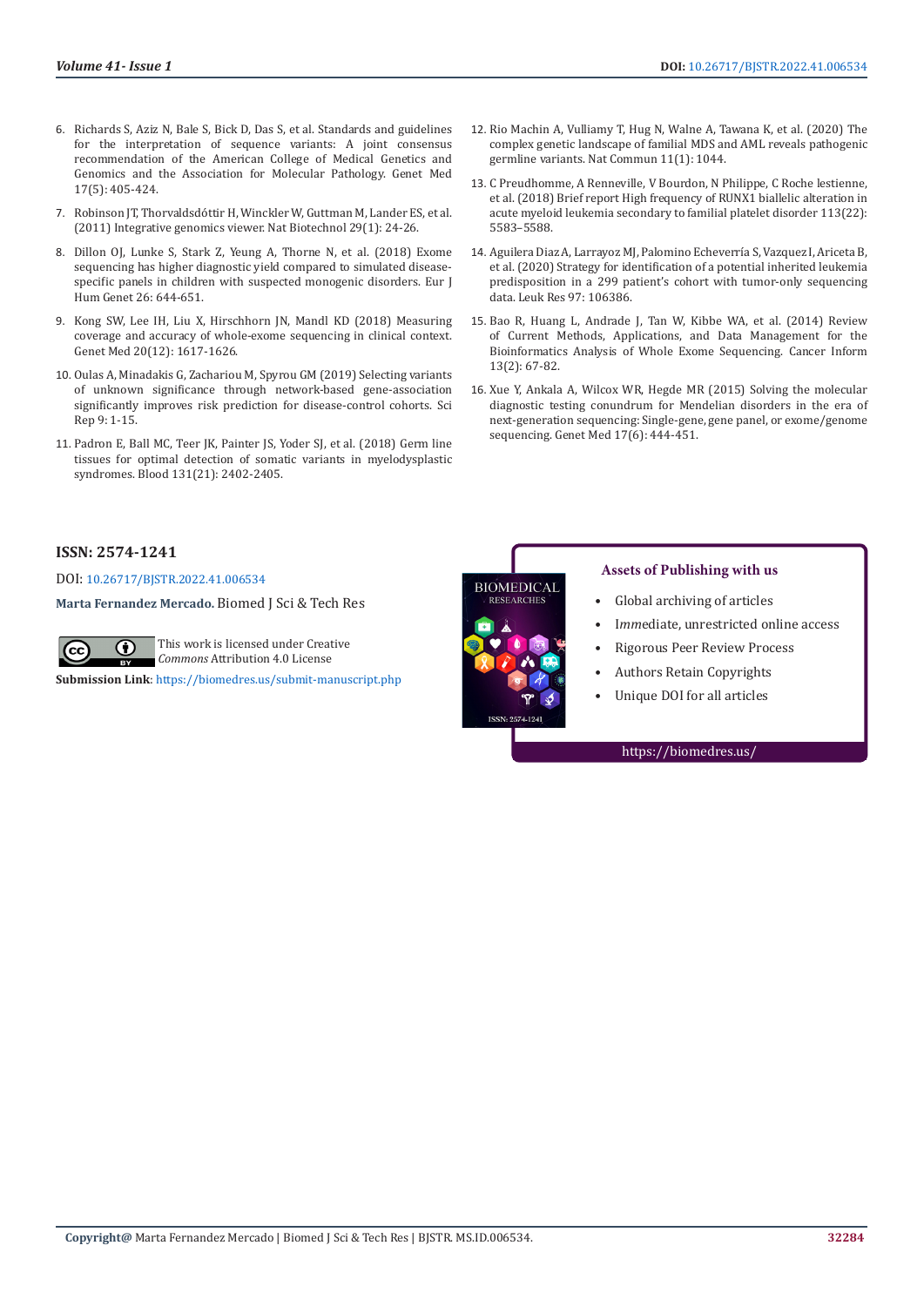6. Richards S, Aziz N, Bale S, Bick D, Das S, et al. Standards and guidelines for the interpretation of sequence variants: A joint consensus recommendation of the American College of Medical Genetics and Genomics and the Association for Molecular Pathology. Genet Med 17(5): 405-424.
7. Robinson JT, Thorvaldsdóttir H, Winckler W, Guttman M, Lander ES, et al. (2011) Integrative genomics viewer. Nat Biotechnol 29(1): 24-26.
8. Dillon OJ, Lunke S, Stark Z, Yeung A, Thorne N, et al. (2018) Exome sequencing has higher diagnostic yield compared to simulated disease-specific panels in children with suspected monogenic disorders. Eur J Hum Genet 26: 644-651.
9. Kong SW, Lee IH, Liu X, Hirschhorn JN, Mandl KD (2018) Measuring coverage and accuracy of whole-exome sequencing in clinical context. Genet Med 20(12): 1617-1626.
10. Oulas A, Minadakis G, Zachariou M, Spyrou GM (2019) Selecting variants of unknown significance through network-based gene-association significantly improves risk prediction for disease-control cohorts. Sci Rep 9: 1-15.
11. Padron E, Ball MC, Teer JK, Painter JS, Yoder SJ, et al. (2018) Germ line tissues for optimal detection of somatic variants in myelodysplastic syndromes. Blood 131(21): 2402-2405.
12. Rio Machin A, Vulliamy T, Hug N, Walne A, Tawana K, et al. (2020) The complex genetic landscape of familial MDS and AML reveals pathogenic germline variants. Nat Commun 11(1): 1044.
13. C Preudhomme, A Renneville, V Bourdon, N Philippe, C Roche lestienne, et al. (2018) Brief report High frequency of RUNX1 biallelic alteration in acute myeloid leukemia secondary to familial platelet disorder 113(22): 5583–5588.
14. Aguilera Diaz A, Larrayoz MJ, Palomino Echeverría S, Vazquez I, Ariceta B, et al. (2020) Strategy for identification of a potential inherited leukemia predisposition in a 299 patient's cohort with tumor-only sequencing data. Leuk Res 97: 106386.
15. Bao R, Huang L, Andrade J, Tan W, Kibbe WA, et al. (2014) Review of Current Methods, Applications, and Data Management for the Bioinformatics Analysis of Whole Exome Sequencing. Cancer Inform 13(2): 67-82.
16. Xue Y, Ankala A, Wilcox WR, Hegde MR (2015) Solving the molecular diagnostic testing conundrum for Mendelian disorders in the era of next-generation sequencing: Single-gene, gene panel, or exome/genome sequencing. Genet Med 17(6): 444-451.

**ISSN: 2574-1241**

DOI: 10.26717/BJSTR.2022.41.006534

**Marta Fernandez Mercado.** Biomed J Sci & Tech Res

This work is licensed under Creative *Commons* Attribution 4.0 License

**Submission Link**: https://biomedres.us/submit-manuscript.php

**Assets of Publishing with us**

- Global archiving of articles
- Immediate, unrestricted online access
- Rigorous Peer Review Process
- Authors Retain Copyrights
- Unique DOI for all articles

https://biomedres.us/